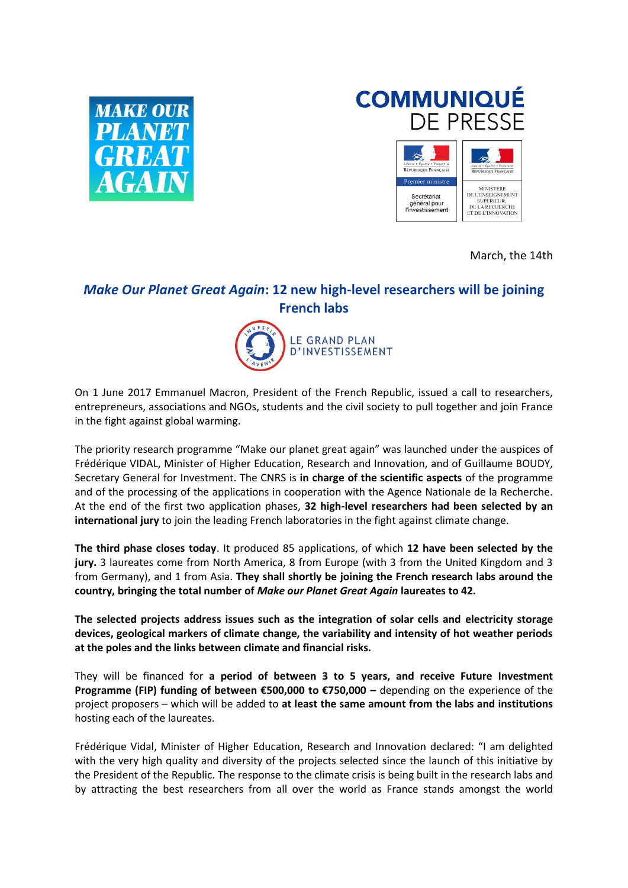MAKE OUR PLANET GREAT AGAIN

COMMUNIQUÉ DE PRESSE

RÉPUBLIQUE FRANÇAISE – Premier ministre – Secrétariat général pour l'investissement

RÉPUBLIQUE FRANÇAISE – MINISTÈRE DE L'ENSEIGNEMENT SUPÉRIEUR, DE LA RECHERCHE ET DE L'INNOVATION

March, the 14th

# *Make Our Planet Great Again*: 12 new high-level researchers will be joining French labs

LE GRAND PLAN D'INVESTISSEMENT

On 1 June 2017 Emmanuel Macron, President of the French Republic, issued a call to researchers, entrepreneurs, associations and NGOs, students and the civil society to pull together and join France in the fight against global warming.

The priority research programme "Make our planet great again" was launched under the auspices of Frédérique VIDAL, Minister of Higher Education, Research and Innovation, and of Guillaume BOUDY, Secretary General for Investment. The CNRS is **in charge of the scientific aspects** of the programme and of the processing of the applications in cooperation with the Agence Nationale de la Recherche. At the end of the first two application phases, **32 high-level researchers had been selected by an international jury** to join the leading French laboratories in the fight against climate change.

**The third phase closes today**. It produced 85 applications, of which **12 have been selected by the jury.** 3 laureates come from North America, 8 from Europe (with 3 from the United Kingdom and 3 from Germany), and 1 from Asia. **They shall shortly be joining the French research labs around the country, bringing the total number of *Make our Planet Great Again* laureates to 42.**

**The selected projects address issues such as the integration of solar cells and electricity storage devices, geological markers of climate change, the variability and intensity of hot weather periods at the poles and the links between climate and financial risks.**

They will be financed for **a period of between 3 to 5 years, and receive Future Investment Programme (FIP) funding of between €500,000 to €750,000 –** depending on the experience of the project proposers – which will be added to **at least the same amount from the labs and institutions** hosting each of the laureates.

Frédérique Vidal, Minister of Higher Education, Research and Innovation declared: "I am delighted with the very high quality and diversity of the projects selected since the launch of this initiative by the President of the Republic. The response to the climate crisis is being built in the research labs and by attracting the best researchers from all over the world as France stands amongst the world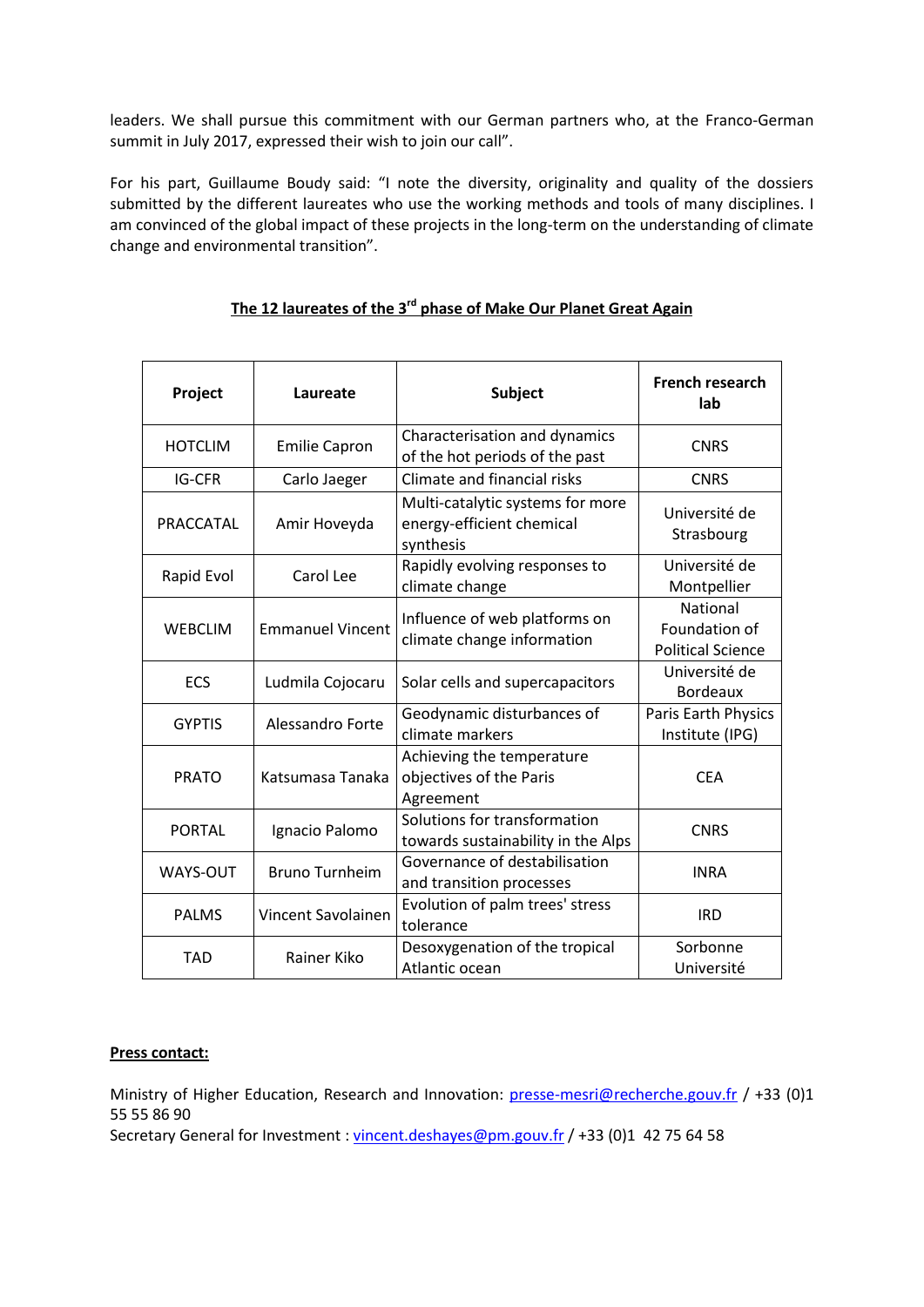leaders. We shall pursue this commitment with our German partners who, at the Franco-German summit in July 2017, expressed their wish to join our call".

For his part, Guillaume Boudy said: "I note the diversity, originality and quality of the dossiers submitted by the different laureates who use the working methods and tools of many disciplines. I am convinced of the global impact of these projects in the long-term on the understanding of climate change and environmental transition".

**The 12 laureates of the 3rd phase of Make Our Planet Great Again**

| Project | Laureate | Subject | French research lab |
|---|---|---|---|
| HOTCLIM | Emilie Capron | Characterisation and dynamics of the hot periods of the past | CNRS |
| IG-CFR | Carlo Jaeger | Climate and financial risks | CNRS |
| PRACCATAL | Amir Hoveyda | Multi-catalytic systems for more energy-efficient chemical synthesis | Université de Strasbourg |
| Rapid Evol | Carol Lee | Rapidly evolving responses to climate change | Université de Montpellier |
| WEBCLIM | Emmanuel Vincent | Influence of web platforms on climate change information | National Foundation of Political Science |
| ECS | Ludmila Cojocaru | Solar cells and supercapacitors | Université de Bordeaux |
| GYPTIS | Alessandro Forte | Geodynamic disturbances of climate markers | Paris Earth Physics Institute (IPG) |
| PRATO | Katsumasa Tanaka | Achieving the temperature objectives of the Paris Agreement | CEA |
| PORTAL | Ignacio Palomo | Solutions for transformation towards sustainability in the Alps | CNRS |
| WAYS-OUT | Bruno Turnheim | Governance of destabilisation and transition processes | INRA |
| PALMS | Vincent Savolainen | Evolution of palm trees' stress tolerance | IRD |
| TAD | Rainer Kiko | Desoxygenation of the tropical Atlantic ocean | Sorbonne Université |

**Press contact:**

Ministry of Higher Education, Research and Innovation: presse-mesri@recherche.gouv.fr / +33 (0)1 55 55 86 90
Secretary General for Investment : vincent.deshayes@pm.gouv.fr / +33 (0)1 42 75 64 58